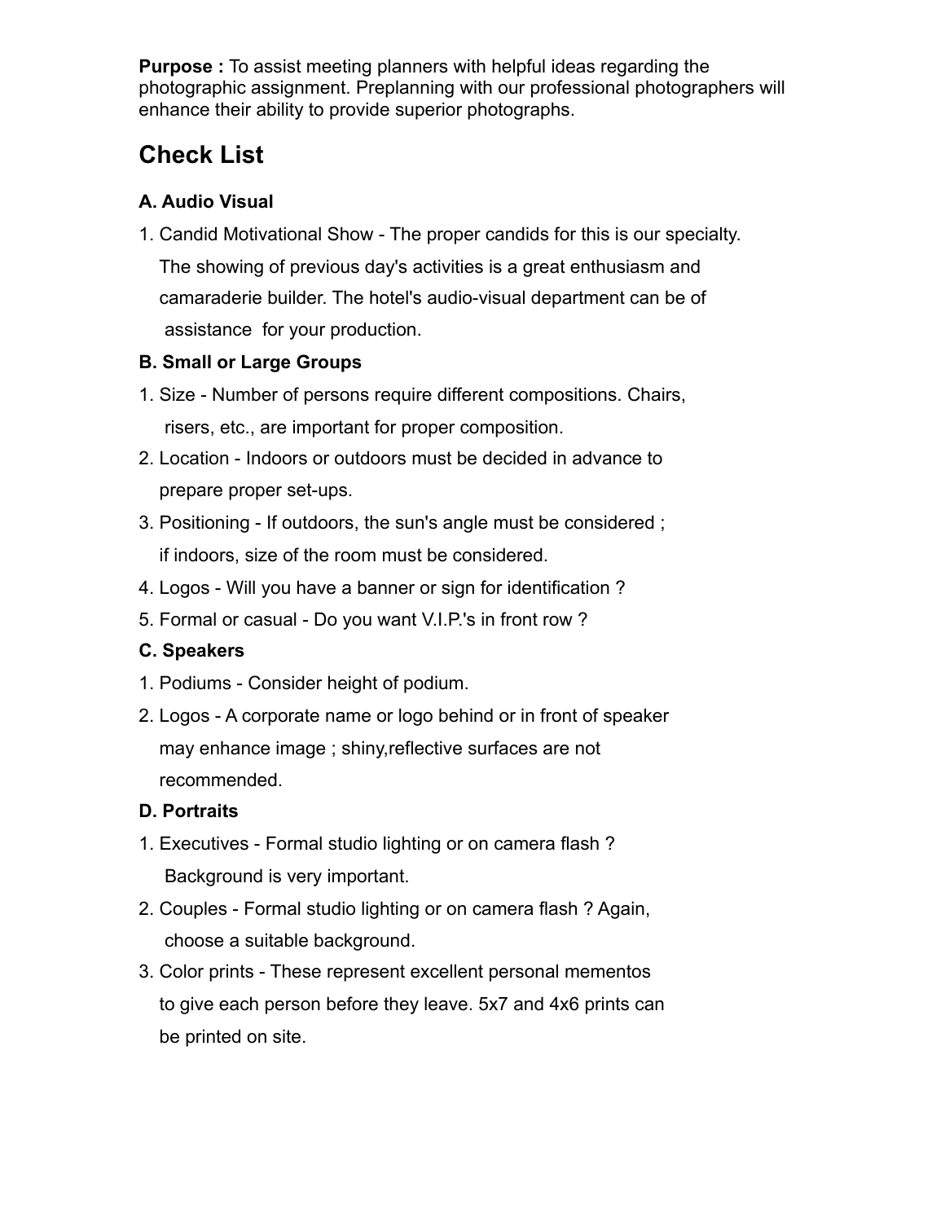**Purpose :** To assist meeting planners with helpful ideas regarding the photographic assignment. Preplanning with our professional photographers will enhance their ability to provide superior photographs.

## Check List

### A. Audio Visual

1. Candid Motivational Show - The proper candids for this is our specialty. The showing of previous day's activities is a great enthusiasm and camaraderie builder. The hotel's audio-visual department can be of assistance for your production.

### B. Small or Large Groups

1. Size - Number of persons require different compositions. Chairs, risers, etc., are important for proper composition.
2. Location - Indoors or outdoors must be decided in advance to prepare proper set-ups.
3. Positioning - If outdoors, the sun's angle must be considered ; if indoors, size of the room must be considered.
4. Logos - Will you have a banner or sign for identification ?
5. Formal or casual - Do you want V.I.P.'s in front row ?

### C. Speakers

1. Podiums - Consider height of podium.
2. Logos - A corporate name or logo behind or in front of speaker may enhance image ; shiny,reflective surfaces are not recommended.

### D. Portraits

1. Executives - Formal studio lighting or on camera flash ? Background is very important.
2. Couples - Formal studio lighting or on camera flash ? Again, choose a suitable background.
3. Color prints - These represent excellent personal mementos to give each person before they leave. 5x7 and 4x6 prints can be printed on site.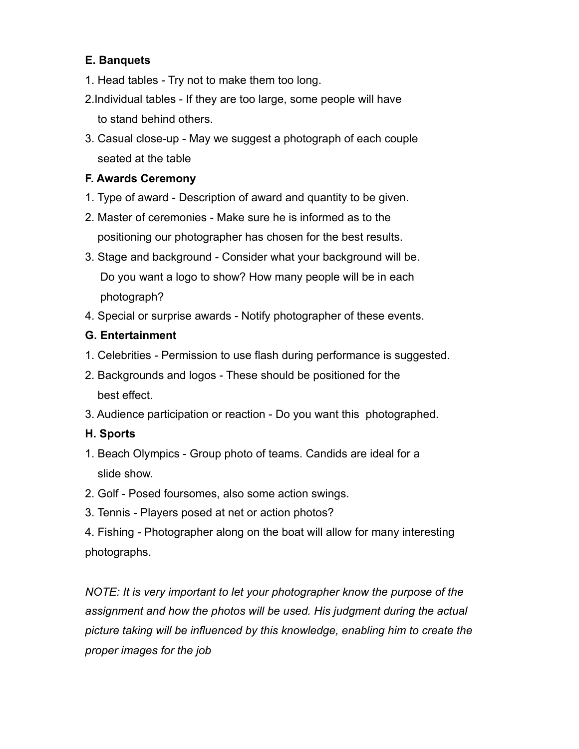**E. Banquets**

1. Head tables - Try not to make them too long.
2. Individual tables - If they are too large, some people will have to stand behind others.
3. Casual close-up - May we suggest a photograph of each couple seated at the table

**F. Awards Ceremony**

1. Type of award - Description of award and quantity to be given.
2. Master of ceremonies - Make sure he is informed as to the positioning our photographer has chosen for the best results.
3. Stage and background - Consider what your background will be. Do you want a logo to show? How many people will be in each photograph?
4. Special or surprise awards - Notify photographer of these events.

**G. Entertainment**

1. Celebrities - Permission to use flash during performance is suggested.
2. Backgrounds and logos - These should be positioned for the best effect.
3. Audience participation or reaction - Do you want this photographed.

**H. Sports**

1. Beach Olympics - Group photo of teams. Candids are ideal for a slide show.
2. Golf - Posed foursomes, also some action swings.
3. Tennis - Players posed at net or action photos?
4. Fishing - Photographer along on the boat will allow for many interesting photographs.

*NOTE: It is very important to let your photographer know the purpose of the assignment and how the photos will be used. His judgment during the actual picture taking will be influenced by this knowledge, enabling him to create the proper images for the job*